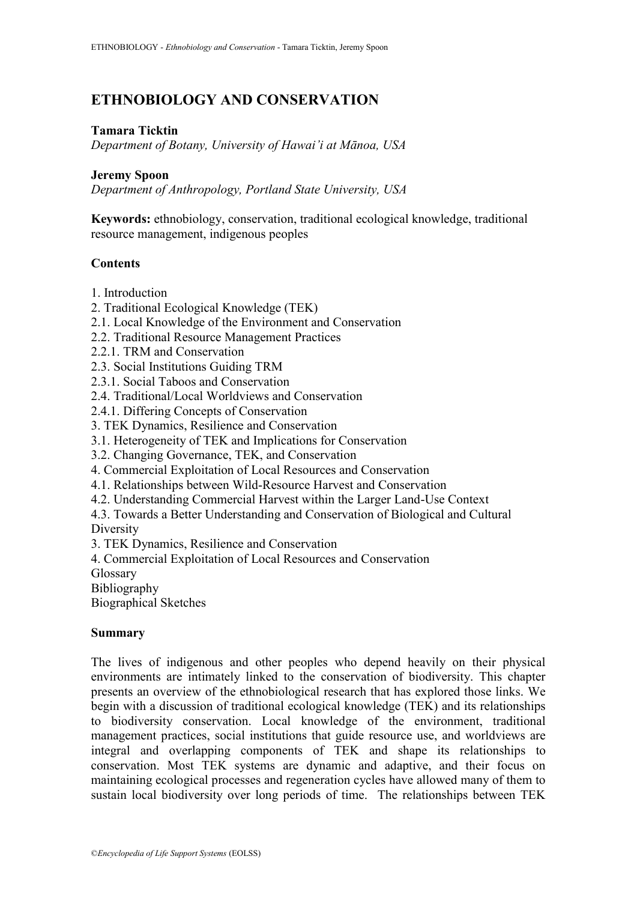# ETHNOBIOLOGY AND CONSERVATION

**Tamara Ticktin**
*Department of Botany, University of Hawai'i at Mānoa, USA*

**Jeremy Spoon**
*Department of Anthropology, Portland State University, USA*

**Keywords:** ethnobiology, conservation, traditional ecological knowledge, traditional resource management, indigenous peoples

**Contents**

1. Introduction
2. Traditional Ecological Knowledge (TEK)
2.1. Local Knowledge of the Environment and Conservation
2.2. Traditional Resource Management Practices
2.2.1. TRM and Conservation
2.3. Social Institutions Guiding TRM
2.3.1. Social Taboos and Conservation
2.4. Traditional/Local Worldviews and Conservation
2.4.1. Differing Concepts of Conservation
3. TEK Dynamics, Resilience and Conservation
3.1. Heterogeneity of TEK and Implications for Conservation
3.2. Changing Governance, TEK, and Conservation
4. Commercial Exploitation of Local Resources and Conservation
4.1. Relationships between Wild-Resource Harvest and Conservation
4.2. Understanding Commercial Harvest within the Larger Land-Use Context
4.3. Towards a Better Understanding and Conservation of Biological and Cultural Diversity
3. TEK Dynamics, Resilience and Conservation
4. Commercial Exploitation of Local Resources and Conservation
Glossary
Bibliography
Biographical Sketches

**Summary**

The lives of indigenous and other peoples who depend heavily on their physical environments are intimately linked to the conservation of biodiversity. This chapter presents an overview of the ethnobiological research that has explored those links. We begin with a discussion of traditional ecological knowledge (TEK) and its relationships to biodiversity conservation. Local knowledge of the environment, traditional management practices, social institutions that guide resource use, and worldviews are integral and overlapping components of TEK and shape its relationships to conservation. Most TEK systems are dynamic and adaptive, and their focus on maintaining ecological processes and regeneration cycles have allowed many of them to sustain local biodiversity over long periods of time. The relationships between TEK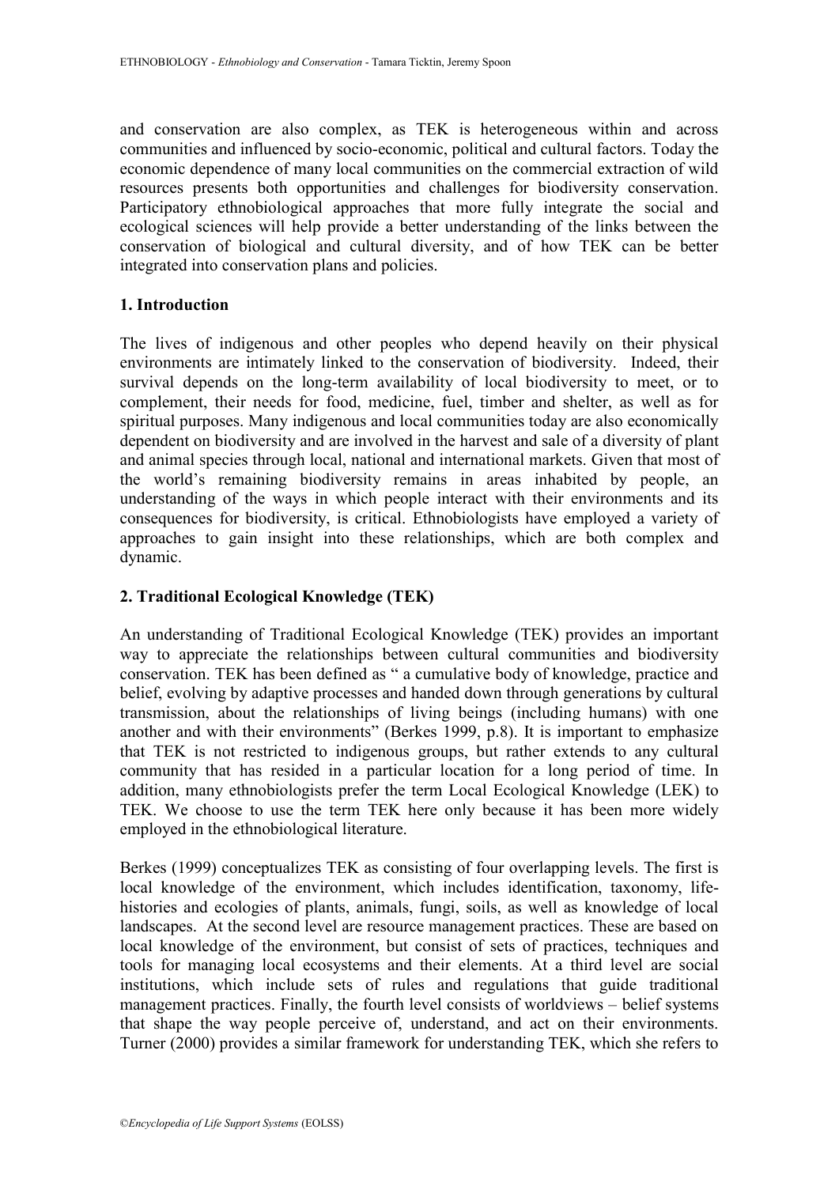and conservation are also complex, as TEK is heterogeneous within and across communities and influenced by socio-economic, political and cultural factors. Today the economic dependence of many local communities on the commercial extraction of wild resources presents both opportunities and challenges for biodiversity conservation. Participatory ethnobiological approaches that more fully integrate the social and ecological sciences will help provide a better understanding of the links between the conservation of biological and cultural diversity, and of how TEK can be better integrated into conservation plans and policies.

## 1. Introduction

The lives of indigenous and other peoples who depend heavily on their physical environments are intimately linked to the conservation of biodiversity. Indeed, their survival depends on the long-term availability of local biodiversity to meet, or to complement, their needs for food, medicine, fuel, timber and shelter, as well as for spiritual purposes. Many indigenous and local communities today are also economically dependent on biodiversity and are involved in the harvest and sale of a diversity of plant and animal species through local, national and international markets. Given that most of the world's remaining biodiversity remains in areas inhabited by people, an understanding of the ways in which people interact with their environments and its consequences for biodiversity, is critical. Ethnobiologists have employed a variety of approaches to gain insight into these relationships, which are both complex and dynamic.

## 2. Traditional Ecological Knowledge (TEK)

An understanding of Traditional Ecological Knowledge (TEK) provides an important way to appreciate the relationships between cultural communities and biodiversity conservation. TEK has been defined as " a cumulative body of knowledge, practice and belief, evolving by adaptive processes and handed down through generations by cultural transmission, about the relationships of living beings (including humans) with one another and with their environments" (Berkes 1999, p.8). It is important to emphasize that TEK is not restricted to indigenous groups, but rather extends to any cultural community that has resided in a particular location for a long period of time. In addition, many ethnobiologists prefer the term Local Ecological Knowledge (LEK) to TEK. We choose to use the term TEK here only because it has been more widely employed in the ethnobiological literature.

Berkes (1999) conceptualizes TEK as consisting of four overlapping levels. The first is local knowledge of the environment, which includes identification, taxonomy, life-histories and ecologies of plants, animals, fungi, soils, as well as knowledge of local landscapes. At the second level are resource management practices. These are based on local knowledge of the environment, but consist of sets of practices, techniques and tools for managing local ecosystems and their elements. At a third level are social institutions, which include sets of rules and regulations that guide traditional management practices. Finally, the fourth level consists of worldviews – belief systems that shape the way people perceive of, understand, and act on their environments. Turner (2000) provides a similar framework for understanding TEK, which she refers to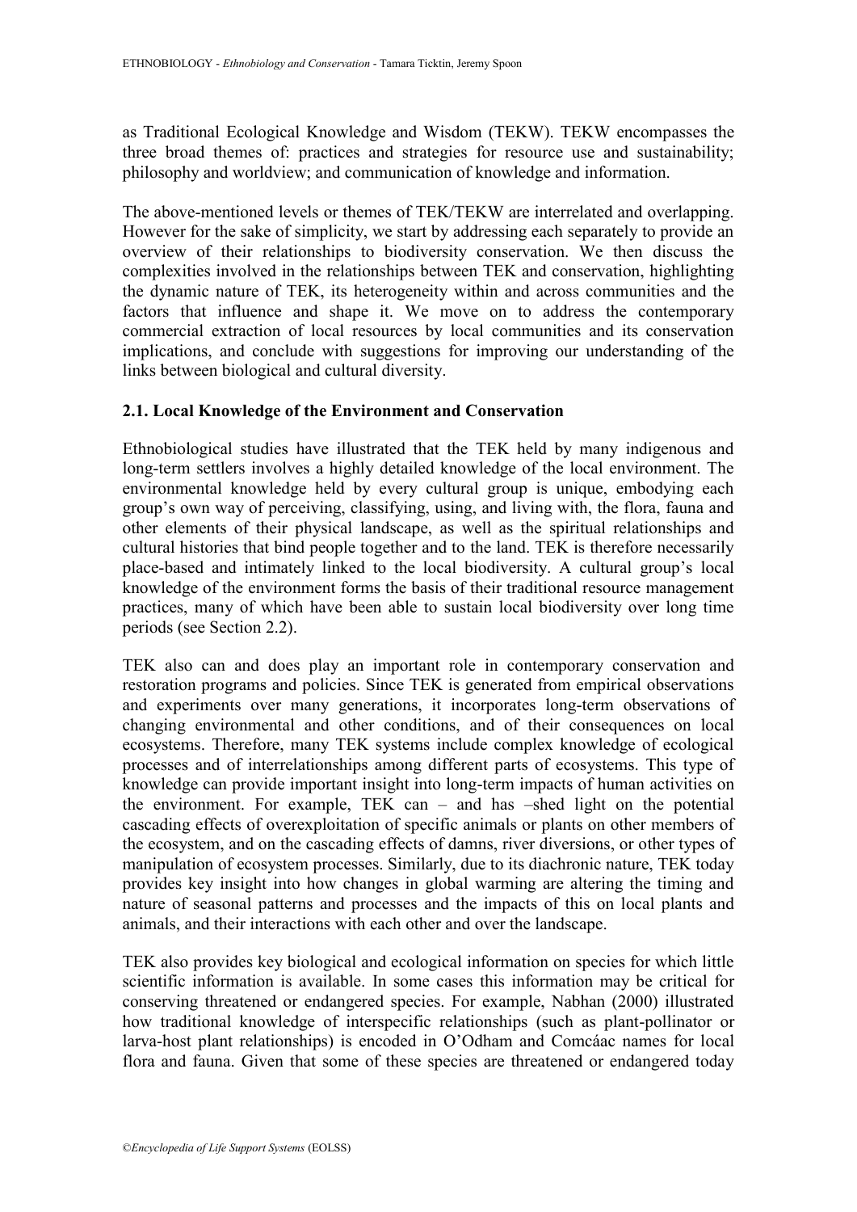as Traditional Ecological Knowledge and Wisdom (TEKW). TEKW encompasses the three broad themes of: practices and strategies for resource use and sustainability; philosophy and worldview; and communication of knowledge and information.

The above-mentioned levels or themes of TEK/TEKW are interrelated and overlapping. However for the sake of simplicity, we start by addressing each separately to provide an overview of their relationships to biodiversity conservation. We then discuss the complexities involved in the relationships between TEK and conservation, highlighting the dynamic nature of TEK, its heterogeneity within and across communities and the factors that influence and shape it. We move on to address the contemporary commercial extraction of local resources by local communities and its conservation implications, and conclude with suggestions for improving our understanding of the links between biological and cultural diversity.

## 2.1. Local Knowledge of the Environment and Conservation

Ethnobiological studies have illustrated that the TEK held by many indigenous and long-term settlers involves a highly detailed knowledge of the local environment. The environmental knowledge held by every cultural group is unique, embodying each group's own way of perceiving, classifying, using, and living with, the flora, fauna and other elements of their physical landscape, as well as the spiritual relationships and cultural histories that bind people together and to the land. TEK is therefore necessarily place-based and intimately linked to the local biodiversity. A cultural group's local knowledge of the environment forms the basis of their traditional resource management practices, many of which have been able to sustain local biodiversity over long time periods (see Section 2.2).

TEK also can and does play an important role in contemporary conservation and restoration programs and policies. Since TEK is generated from empirical observations and experiments over many generations, it incorporates long-term observations of changing environmental and other conditions, and of their consequences on local ecosystems. Therefore, many TEK systems include complex knowledge of ecological processes and of interrelationships among different parts of ecosystems. This type of knowledge can provide important insight into long-term impacts of human activities on the environment. For example, TEK can – and has –shed light on the potential cascading effects of overexploitation of specific animals or plants on other members of the ecosystem, and on the cascading effects of damns, river diversions, or other types of manipulation of ecosystem processes. Similarly, due to its diachronic nature, TEK today provides key insight into how changes in global warming are altering the timing and nature of seasonal patterns and processes and the impacts of this on local plants and animals, and their interactions with each other and over the landscape.

TEK also provides key biological and ecological information on species for which little scientific information is available. In some cases this information may be critical for conserving threatened or endangered species. For example, Nabhan (2000) illustrated how traditional knowledge of interspecific relationships (such as plant-pollinator or larva-host plant relationships) is encoded in O'Odham and Comcáac names for local flora and fauna. Given that some of these species are threatened or endangered today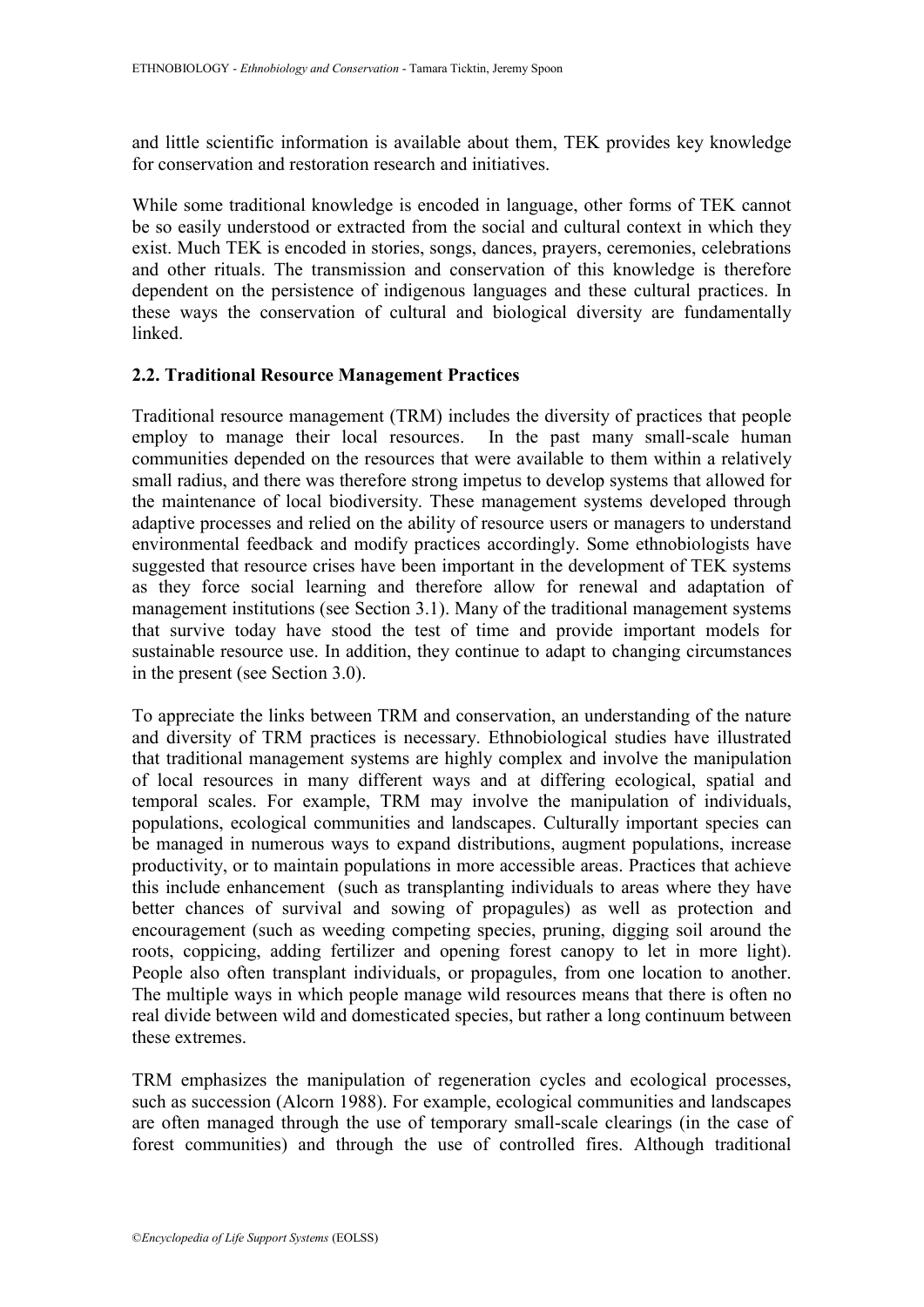and little scientific information is available about them, TEK provides key knowledge for conservation and restoration research and initiatives.

While some traditional knowledge is encoded in language, other forms of TEK cannot be so easily understood or extracted from the social and cultural context in which they exist. Much TEK is encoded in stories, songs, dances, prayers, ceremonies, celebrations and other rituals. The transmission and conservation of this knowledge is therefore dependent on the persistence of indigenous languages and these cultural practices. In these ways the conservation of cultural and biological diversity are fundamentally linked.

### 2.2. Traditional Resource Management Practices

Traditional resource management (TRM) includes the diversity of practices that people employ to manage their local resources. In the past many small-scale human communities depended on the resources that were available to them within a relatively small radius, and there was therefore strong impetus to develop systems that allowed for the maintenance of local biodiversity. These management systems developed through adaptive processes and relied on the ability of resource users or managers to understand environmental feedback and modify practices accordingly. Some ethnobiologists have suggested that resource crises have been important in the development of TEK systems as they force social learning and therefore allow for renewal and adaptation of management institutions (see Section 3.1). Many of the traditional management systems that survive today have stood the test of time and provide important models for sustainable resource use. In addition, they continue to adapt to changing circumstances in the present (see Section 3.0).

To appreciate the links between TRM and conservation, an understanding of the nature and diversity of TRM practices is necessary. Ethnobiological studies have illustrated that traditional management systems are highly complex and involve the manipulation of local resources in many different ways and at differing ecological, spatial and temporal scales. For example, TRM may involve the manipulation of individuals, populations, ecological communities and landscapes. Culturally important species can be managed in numerous ways to expand distributions, augment populations, increase productivity, or to maintain populations in more accessible areas. Practices that achieve this include enhancement (such as transplanting individuals to areas where they have better chances of survival and sowing of propagules) as well as protection and encouragement (such as weeding competing species, pruning, digging soil around the roots, coppicing, adding fertilizer and opening forest canopy to let in more light). People also often transplant individuals, or propagules, from one location to another. The multiple ways in which people manage wild resources means that there is often no real divide between wild and domesticated species, but rather a long continuum between these extremes.

TRM emphasizes the manipulation of regeneration cycles and ecological processes, such as succession (Alcorn 1988). For example, ecological communities and landscapes are often managed through the use of temporary small-scale clearings (in the case of forest communities) and through the use of controlled fires. Although traditional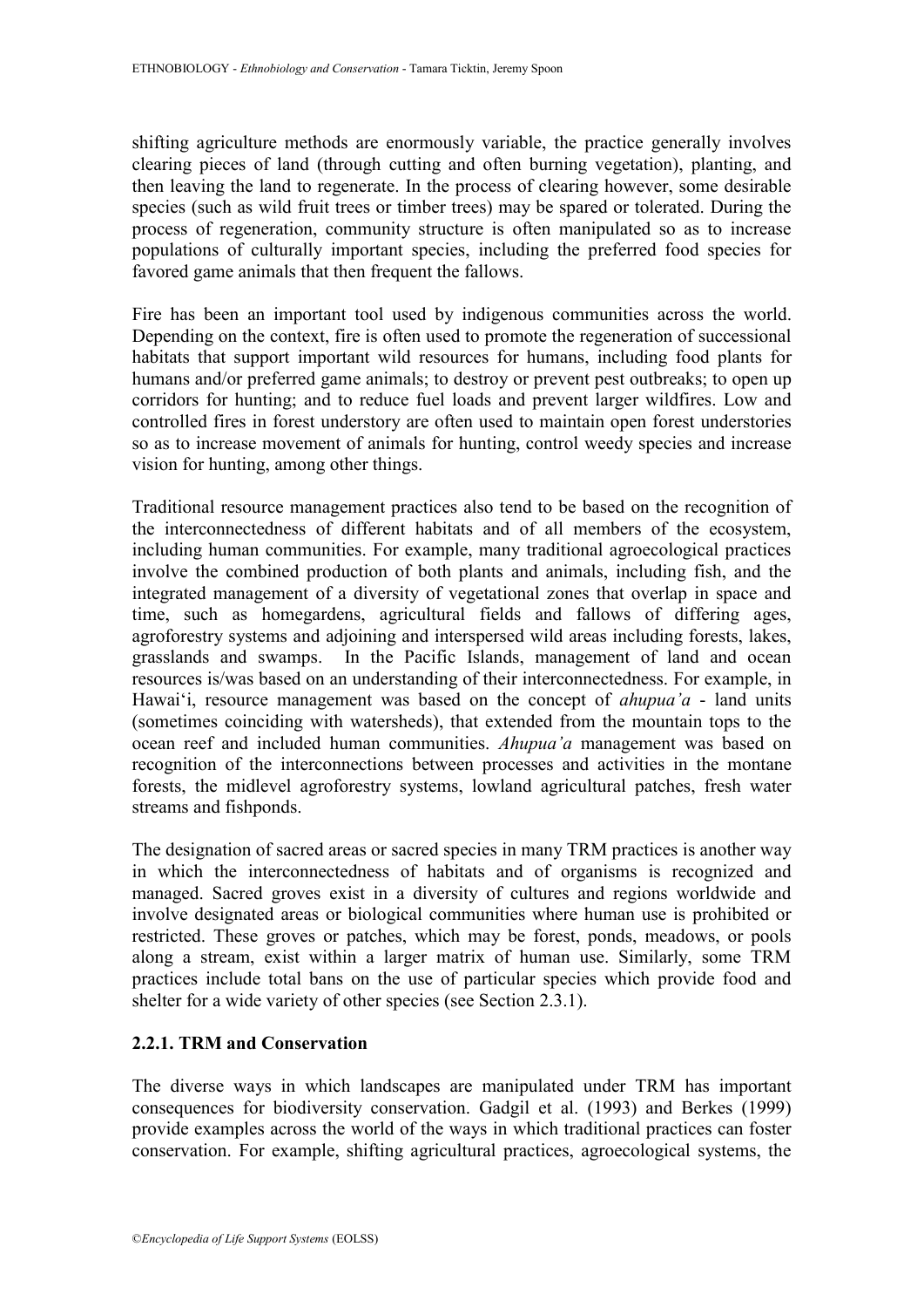shifting agriculture methods are enormously variable, the practice generally involves clearing pieces of land (through cutting and often burning vegetation), planting, and then leaving the land to regenerate. In the process of clearing however, some desirable species (such as wild fruit trees or timber trees) may be spared or tolerated. During the process of regeneration, community structure is often manipulated so as to increase populations of culturally important species, including the preferred food species for favored game animals that then frequent the fallows.

Fire has been an important tool used by indigenous communities across the world. Depending on the context, fire is often used to promote the regeneration of successional habitats that support important wild resources for humans, including food plants for humans and/or preferred game animals; to destroy or prevent pest outbreaks; to open up corridors for hunting; and to reduce fuel loads and prevent larger wildfires. Low and controlled fires in forest understory are often used to maintain open forest understories so as to increase movement of animals for hunting, control weedy species and increase vision for hunting, among other things.

Traditional resource management practices also tend to be based on the recognition of the interconnectedness of different habitats and of all members of the ecosystem, including human communities. For example, many traditional agroecological practices involve the combined production of both plants and animals, including fish, and the integrated management of a diversity of vegetational zones that overlap in space and time, such as homegardens, agricultural fields and fallows of differing ages, agroforestry systems and adjoining and interspersed wild areas including forests, lakes, grasslands and swamps. In the Pacific Islands, management of land and ocean resources is/was based on an understanding of their interconnectedness. For example, in Hawai'i, resource management was based on the concept of *ahupua'a* - land units (sometimes coinciding with watersheds), that extended from the mountain tops to the ocean reef and included human communities. *Ahupua'a* management was based on recognition of the interconnections between processes and activities in the montane forests, the midlevel agroforestry systems, lowland agricultural patches, fresh water streams and fishponds.

The designation of sacred areas or sacred species in many TRM practices is another way in which the interconnectedness of habitats and of organisms is recognized and managed. Sacred groves exist in a diversity of cultures and regions worldwide and involve designated areas or biological communities where human use is prohibited or restricted. These groves or patches, which may be forest, ponds, meadows, or pools along a stream, exist within a larger matrix of human use. Similarly, some TRM practices include total bans on the use of particular species which provide food and shelter for a wide variety of other species (see Section 2.3.1).

### 2.2.1. TRM and Conservation

The diverse ways in which landscapes are manipulated under TRM has important consequences for biodiversity conservation. Gadgil et al. (1993) and Berkes (1999) provide examples across the world of the ways in which traditional practices can foster conservation. For example, shifting agricultural practices, agroecological systems, the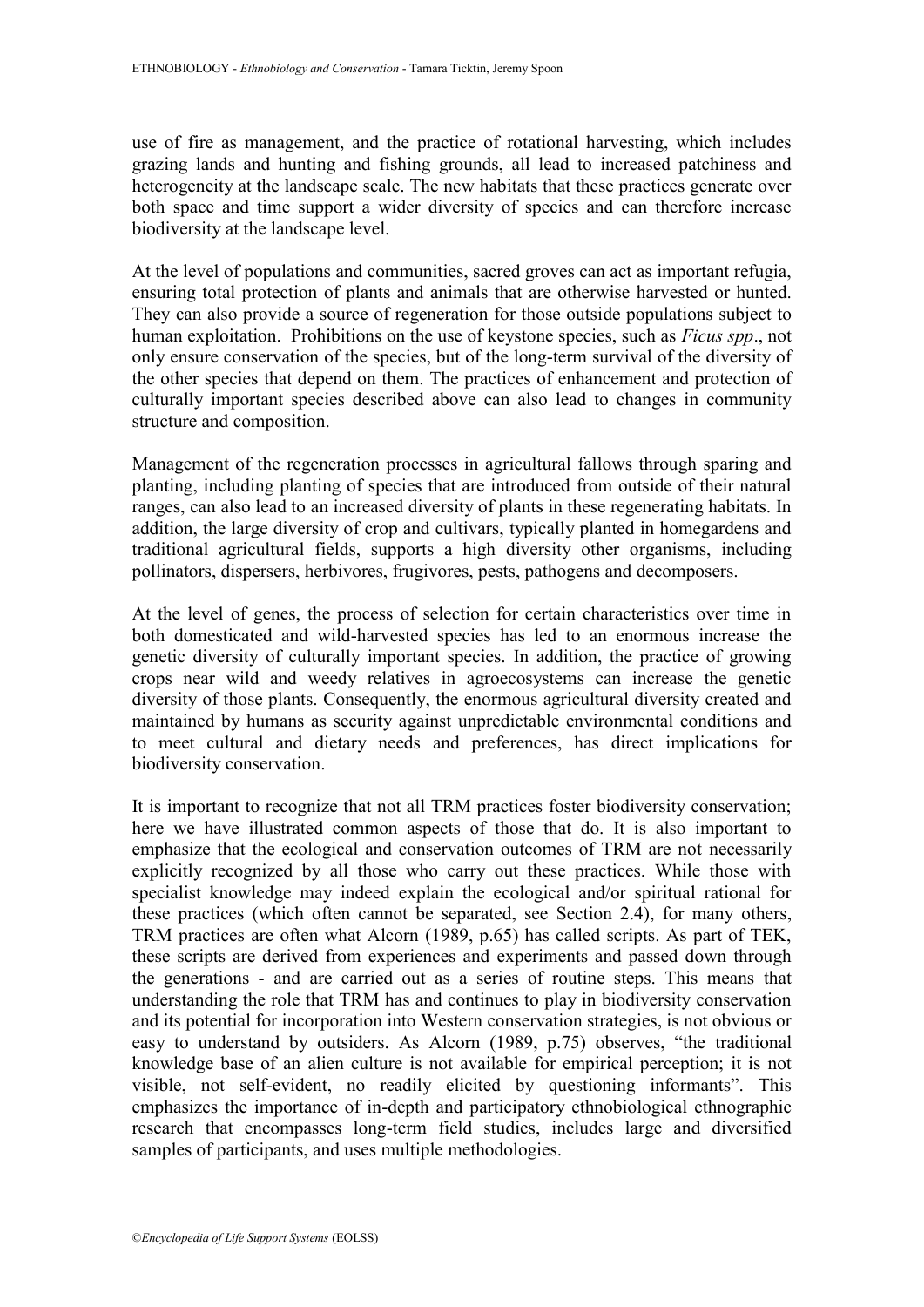use of fire as management, and the practice of rotational harvesting, which includes grazing lands and hunting and fishing grounds, all lead to increased patchiness and heterogeneity at the landscape scale. The new habitats that these practices generate over both space and time support a wider diversity of species and can therefore increase biodiversity at the landscape level.

At the level of populations and communities, sacred groves can act as important refugia, ensuring total protection of plants and animals that are otherwise harvested or hunted. They can also provide a source of regeneration for those outside populations subject to human exploitation. Prohibitions on the use of keystone species, such as *Ficus spp*., not only ensure conservation of the species, but of the long-term survival of the diversity of the other species that depend on them. The practices of enhancement and protection of culturally important species described above can also lead to changes in community structure and composition.

Management of the regeneration processes in agricultural fallows through sparing and planting, including planting of species that are introduced from outside of their natural ranges, can also lead to an increased diversity of plants in these regenerating habitats. In addition, the large diversity of crop and cultivars, typically planted in homegardens and traditional agricultural fields, supports a high diversity other organisms, including pollinators, dispersers, herbivores, frugivores, pests, pathogens and decomposers.

At the level of genes, the process of selection for certain characteristics over time in both domesticated and wild-harvested species has led to an enormous increase the genetic diversity of culturally important species. In addition, the practice of growing crops near wild and weedy relatives in agroecosystems can increase the genetic diversity of those plants. Consequently, the enormous agricultural diversity created and maintained by humans as security against unpredictable environmental conditions and to meet cultural and dietary needs and preferences, has direct implications for biodiversity conservation.

It is important to recognize that not all TRM practices foster biodiversity conservation; here we have illustrated common aspects of those that do. It is also important to emphasize that the ecological and conservation outcomes of TRM are not necessarily explicitly recognized by all those who carry out these practices. While those with specialist knowledge may indeed explain the ecological and/or spiritual rational for these practices (which often cannot be separated, see Section 2.4), for many others, TRM practices are often what Alcorn (1989, p.65) has called scripts. As part of TEK, these scripts are derived from experiences and experiments and passed down through the generations - and are carried out as a series of routine steps. This means that understanding the role that TRM has and continues to play in biodiversity conservation and its potential for incorporation into Western conservation strategies, is not obvious or easy to understand by outsiders. As Alcorn (1989, p.75) observes, "the traditional knowledge base of an alien culture is not available for empirical perception; it is not visible, not self-evident, no readily elicited by questioning informants". This emphasizes the importance of in-depth and participatory ethnobiological ethnographic research that encompasses long-term field studies, includes large and diversified samples of participants, and uses multiple methodologies.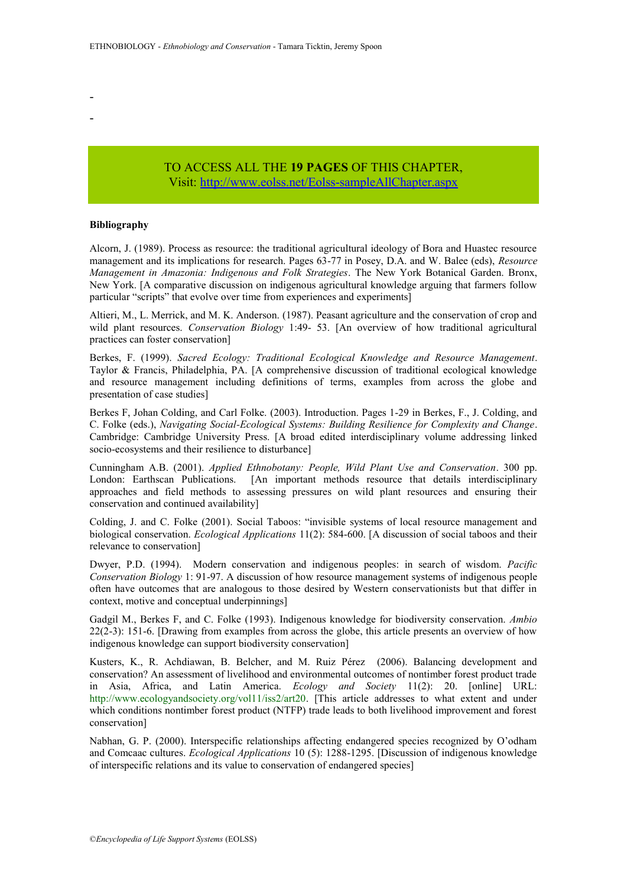-

-

TO ACCESS ALL THE **19 PAGES** OF THIS CHAPTER,
Visit: http://www.eolss.net/Eolss-sampleAllChapter.aspx

**Bibliography**

Alcorn, J. (1989). Process as resource: the traditional agricultural ideology of Bora and Huastec resource management and its implications for research. Pages 63-77 in Posey, D.A. and W. Balee (eds), *Resource Management in Amazonia: Indigenous and Folk Strategies*. The New York Botanical Garden. Bronx, New York. [A comparative discussion on indigenous agricultural knowledge arguing that farmers follow particular "scripts" that evolve over time from experiences and experiments]

Altieri, M., L. Merrick, and M. K. Anderson. (1987). Peasant agriculture and the conservation of crop and wild plant resources. *Conservation Biology* 1:49- 53. [An overview of how traditional agricultural practices can foster conservation]

Berkes, F. (1999). *Sacred Ecology: Traditional Ecological Knowledge and Resource Management*. Taylor & Francis, Philadelphia, PA. [A comprehensive discussion of traditional ecological knowledge and resource management including definitions of terms, examples from across the globe and presentation of case studies]

Berkes F, Johan Colding, and Carl Folke. (2003). Introduction. Pages 1-29 in Berkes, F., J. Colding, and C. Folke (eds.), *Navigating Social-Ecological Systems: Building Resilience for Complexity and Change*. Cambridge: Cambridge University Press. [A broad edited interdisciplinary volume addressing linked socio-ecosystems and their resilience to disturbance]

Cunningham A.B. (2001). *Applied Ethnobotany: People, Wild Plant Use and Conservation*. 300 pp. London: Earthscan Publications. [An important methods resource that details interdisciplinary approaches and field methods to assessing pressures on wild plant resources and ensuring their conservation and continued availability]

Colding, J. and C. Folke (2001). Social Taboos: "invisible systems of local resource management and biological conservation. *Ecological Applications* 11(2): 584-600. [A discussion of social taboos and their relevance to conservation]

Dwyer, P.D. (1994). Modern conservation and indigenous peoples: in search of wisdom. *Pacific Conservation Biology* 1: 91-97. A discussion of how resource management systems of indigenous people often have outcomes that are analogous to those desired by Western conservationists but that differ in context, motive and conceptual underpinnings]

Gadgil M., Berkes F, and C. Folke (1993). Indigenous knowledge for biodiversity conservation. *Ambio* 22(2-3): 151-6. [Drawing from examples from across the globe, this article presents an overview of how indigenous knowledge can support biodiversity conservation]

Kusters, K., R. Achdiawan, B. Belcher, and M. Ruiz Pérez (2006). Balancing development and conservation? An assessment of livelihood and environmental outcomes of nontimber forest product trade in Asia, Africa, and Latin America. *Ecology and Society* 11(2): 20. [online] URL: http://www.ecologyandsociety.org/vol11/iss2/art20. [This article addresses to what extent and under which conditions nontimber forest product (NTFP) trade leads to both livelihood improvement and forest conservation]

Nabhan, G. P. (2000). Interspecific relationships affecting endangered species recognized by O'odham and Comcaac cultures. *Ecological Applications* 10 (5): 1288-1295. [Discussion of indigenous knowledge of interspecific relations and its value to conservation of endangered species]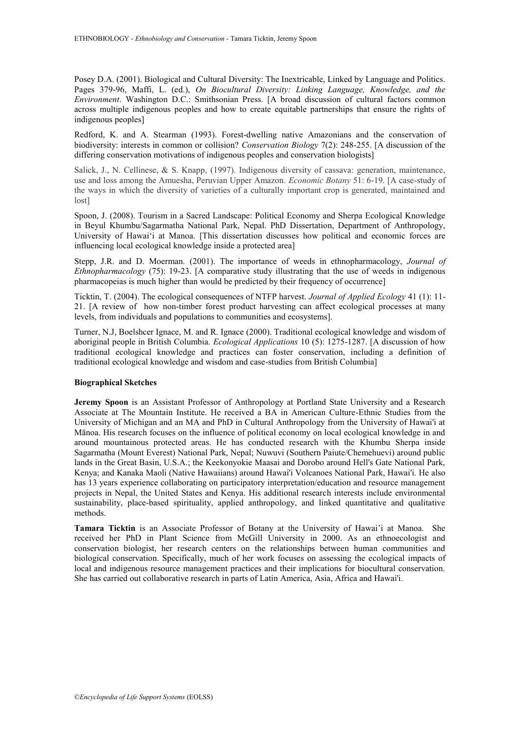Posey D.A. (2001). Biological and Cultural Diversity: The Inextricable, Linked by Language and Politics. Pages 379-96, Maffi, L. (ed.), *On Biocultural Diversity: Linking Language, Knowledge, and the Environment*. Washington D.C.: Smithsonian Press. [A broad discussion of cultural factors common across multiple indigenous peoples and how to create equitable partnerships that ensure the rights of indigenous peoples]

Redford, K. and A. Stearman (1993). Forest-dwelling native Amazonians and the conservation of biodiversity: interests in common or collision? *Conservation Biology* 7(2): 248-255. [A discussion of the differing conservation motivations of indigenous peoples and conservation biologists]

Salick, J., N. Cellinese, & S. Knapp, (1997). Indigenous diversity of cassava: generation, maintenance, use and loss among the Amuesha, Peruvian Upper Amazon. *Economic Botany* 51: 6-19. [A case-study of the ways in which the diversity of varieties of a culturally important crop is generated, maintained and lost]

Spoon, J. (2008). Tourism in a Sacred Landscape: Political Economy and Sherpa Ecological Knowledge in Beyul Khumbu/Sagarmatha National Park, Nepal. PhD Dissertation, Department of Anthropology, University of Hawai'i at Manoa. [This dissertation discusses how political and economic forces are influencing local ecological knowledge inside a protected area]

Stepp, J.R. and D. Moerman. (2001). The importance of weeds in ethnopharmacology, *Journal of Ethnopharmacology* (75): 19-23. [A comparative study illustrating that the use of weeds in indigenous pharmacopeias is much higher than would be predicted by their frequency of occurrence]

Ticktin, T. (2004). The ecological consequences of NTFP harvest. *Journal of Applied Ecology* 41 (1): 11-21. [A review of how non-timber forest product harvesting can affect ecological processes at many levels, from individuals and populations to communities and ecosystems].

Turner, N.J, Boelshcer Ignace, M. and R. Ignace (2000). Traditional ecological knowledge and wisdom of aboriginal people in British Columbia. *Ecological Applications* 10 (5): 1275-1287. [A discussion of how traditional ecological knowledge and practices can foster conservation, including a definition of traditional ecological knowledge and wisdom and case-studies from British Columbia]

### Biographical Sketches

**Jeremy Spoon** is an Assistant Professor of Anthropology at Portland State University and a Research Associate at The Mountain Institute. He received a BA in American Culture-Ethnic Studies from the University of Michigan and an MA and PhD in Cultural Anthropology from the University of Hawai'i at Mānoa. His research focuses on the influence of political economy on local ecological knowledge in and around mountainous protected areas. He has conducted research with the Khumbu Sherpa inside Sagarmatha (Mount Everest) National Park, Nepal; Nuwuvi (Southern Paiute/Chemehuevi) around public lands in the Great Basin, U.S.A.; the Keekonyokie Maasai and Dorobo around Hell's Gate National Park, Kenya; and Kanaka Maoli (Native Hawaiians) around Hawai'i Volcanoes National Park, Hawai'i. He also has 13 years experience collaborating on participatory interpretation/education and resource management projects in Nepal, the United States and Kenya. His additional research interests include environmental sustainability, place-based spirituality, applied anthropology, and linked quantitative and qualitative methods.

**Tamara Ticktin** is an Associate Professor of Botany at the University of Hawai'i at Manoa. She received her PhD in Plant Science from McGill University in 2000. As an ethnoecologist and conservation biologist, her research centers on the relationships between human communities and biological conservation. Specifically, much of her work focuses on assessing the ecological impacts of local and indigenous resource management practices and their implications for biocultural conservation. She has carried out collaborative research in parts of Latin America, Asia, Africa and Hawai'i.